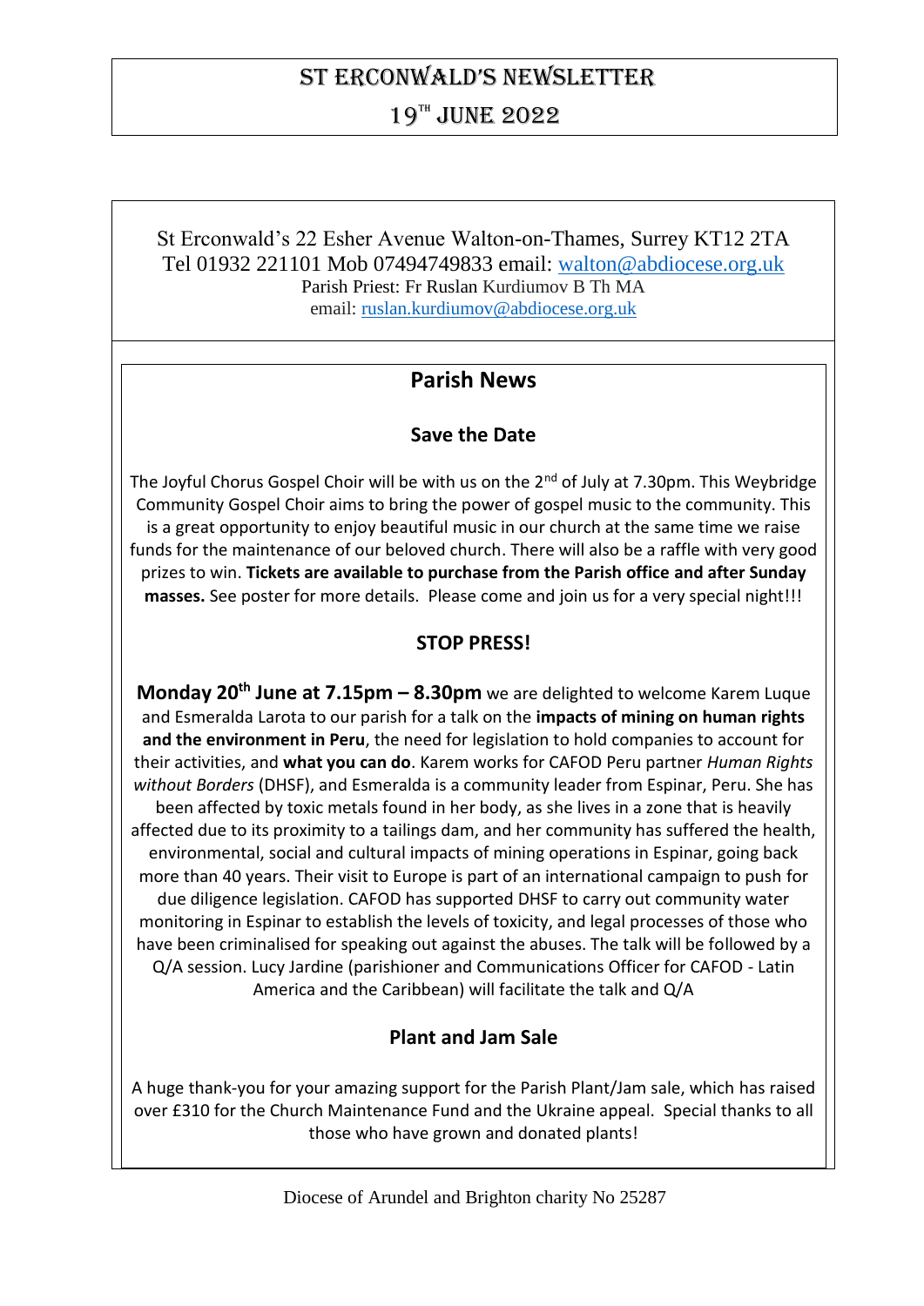# St Erconwald's Newsletter

# 19th June 2022

St Erconwald's 22 Esher Avenue Walton-on-Thames, Surrey KT12 2TA
Tel 01932 221101 Mob 07494749833 email: walton@abdiocese.org.uk
Parish Priest: Fr Ruslan Kurdiumov B Th MA
email: ruslan.kurdiumov@abdiocese.org.uk

## Parish News

### Save the Date

The Joyful Chorus Gospel Choir will be with us on the 2nd of July at 7.30pm. This Weybridge Community Gospel Choir aims to bring the power of gospel music to the community. This is a great opportunity to enjoy beautiful music in our church at the same time we raise funds for the maintenance of our beloved church. There will also be a raffle with very good prizes to win. **Tickets are available to purchase from the Parish office and after Sunday masses.** See poster for more details. Please come and join us for a very special night!!!

### STOP PRESS!

**Monday 20th June at 7.15pm – 8.30pm** we are delighted to welcome Karem Luque and Esmeralda Larota to our parish for a talk on the **impacts of mining on human rights and the environment in Peru**, the need for legislation to hold companies to account for their activities, and **what you can do**. Karem works for CAFOD Peru partner *Human Rights without Borders* (DHSF), and Esmeralda is a community leader from Espinar, Peru. She has been affected by toxic metals found in her body, as she lives in a zone that is heavily affected due to its proximity to a tailings dam, and her community has suffered the health, environmental, social and cultural impacts of mining operations in Espinar, going back more than 40 years. Their visit to Europe is part of an international campaign to push for due diligence legislation. CAFOD has supported DHSF to carry out community water monitoring in Espinar to establish the levels of toxicity, and legal processes of those who have been criminalised for speaking out against the abuses. The talk will be followed by a Q/A session. Lucy Jardine (parishioner and Communications Officer for CAFOD - Latin America and the Caribbean) will facilitate the talk and Q/A

### Plant and Jam Sale

A huge thank-you for your amazing support for the Parish Plant/Jam sale, which has raised over £310 for the Church Maintenance Fund and the Ukraine appeal. Special thanks to all those who have grown and donated plants!

Diocese of Arundel and Brighton charity No 25287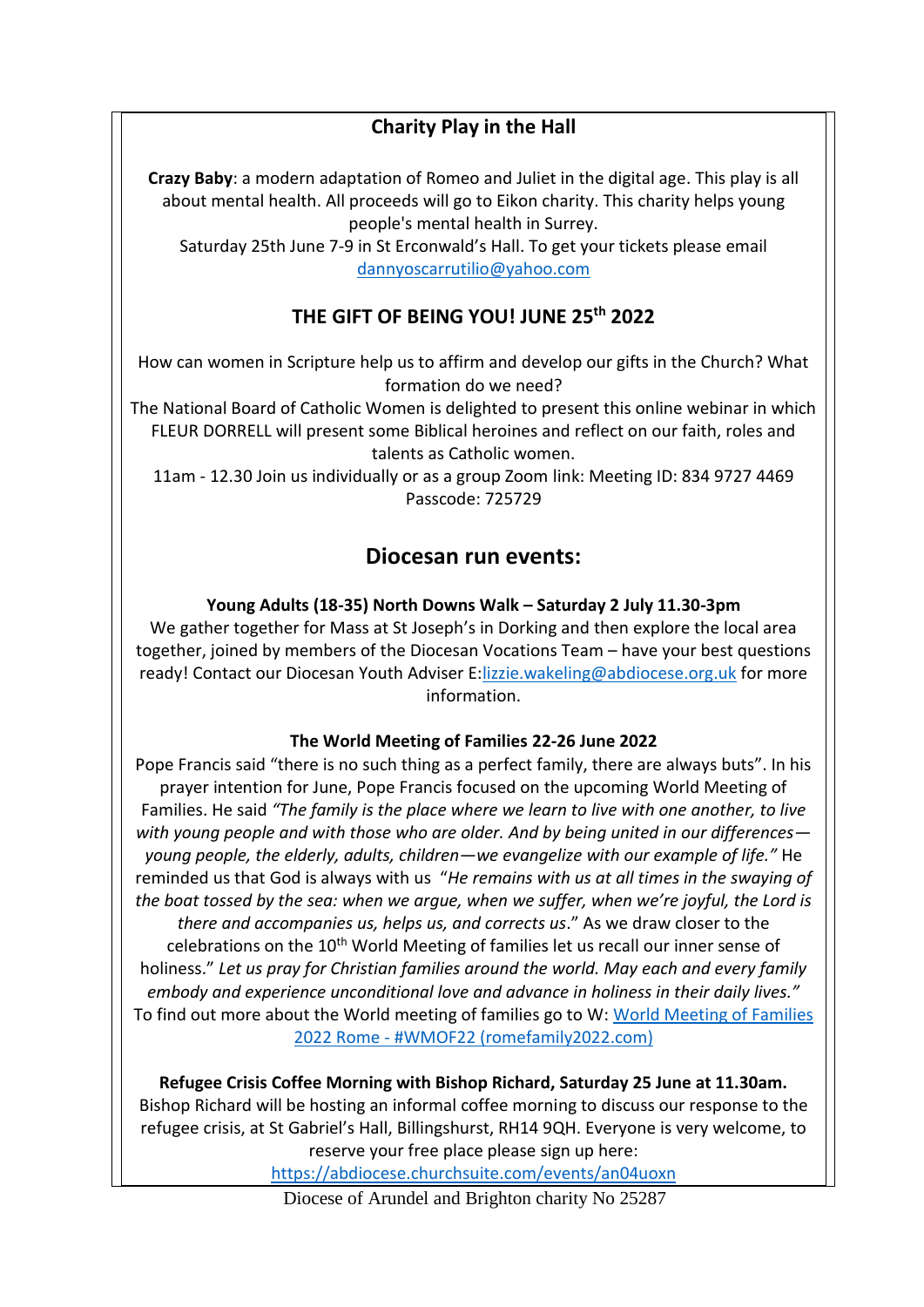## Charity Play in the Hall

**Crazy Baby**: a modern adaptation of Romeo and Juliet in the digital age. This play is all about mental health. All proceeds will go to Eikon charity. This charity helps young people's mental health in Surrey.
Saturday 25th June 7-9 in St Erconwald's Hall. To get your tickets please email dannyoscarrutilio@yahoo.com

## THE GIFT OF BEING YOU! JUNE 25th 2022

How can women in Scripture help us to affirm and develop our gifts in the Church? What formation do we need?
The National Board of Catholic Women is delighted to present this online webinar in which FLEUR DORRELL will present some Biblical heroines and reflect on our faith, roles and talents as Catholic women.
11am - 12.30 Join us individually or as a group Zoom link: Meeting ID: 834 9727 4469 Passcode: 725729

## Diocesan run events:

**Young Adults (18-35) North Downs Walk – Saturday 2 July 11.30-3pm**
We gather together for Mass at St Joseph's in Dorking and then explore the local area together, joined by members of the Diocesan Vocations Team – have your best questions ready! Contact our Diocesan Youth Adviser E:lizzie.wakeling@abdiocese.org.uk for more information.

**The World Meeting of Families 22-26 June 2022**
Pope Francis said "there is no such thing as a perfect family, there are always buts". In his prayer intention for June, Pope Francis focused on the upcoming World Meeting of Families. He said *"The family is the place where we learn to live with one another, to live with young people and with those who are older. And by being united in our differences—young people, the elderly, adults, children—we evangelize with our example of life."* He reminded us that God is always with us "*He remains with us at all times in the swaying of the boat tossed by the sea: when we argue, when we suffer, when we're joyful, the Lord is there and accompanies us, helps us, and corrects us*." As we draw closer to the celebrations on the 10th World Meeting of families let us recall our inner sense of holiness." *Let us pray for Christian families around the world. May each and every family embody and experience unconditional love and advance in holiness in their daily lives."*
To find out more about the World meeting of families go to W: World Meeting of Families 2022 Rome - #WMOF22 (romefamily2022.com)

**Refugee Crisis Coffee Morning with Bishop Richard, Saturday 25 June at 11.30am.**
Bishop Richard will be hosting an informal coffee morning to discuss our response to the refugee crisis, at St Gabriel's Hall, Billingshurst, RH14 9QH. Everyone is very welcome, to reserve your free place please sign up here:
https://abdiocese.churchsuite.com/events/an04uoxn

Diocese of Arundel and Brighton charity No 25287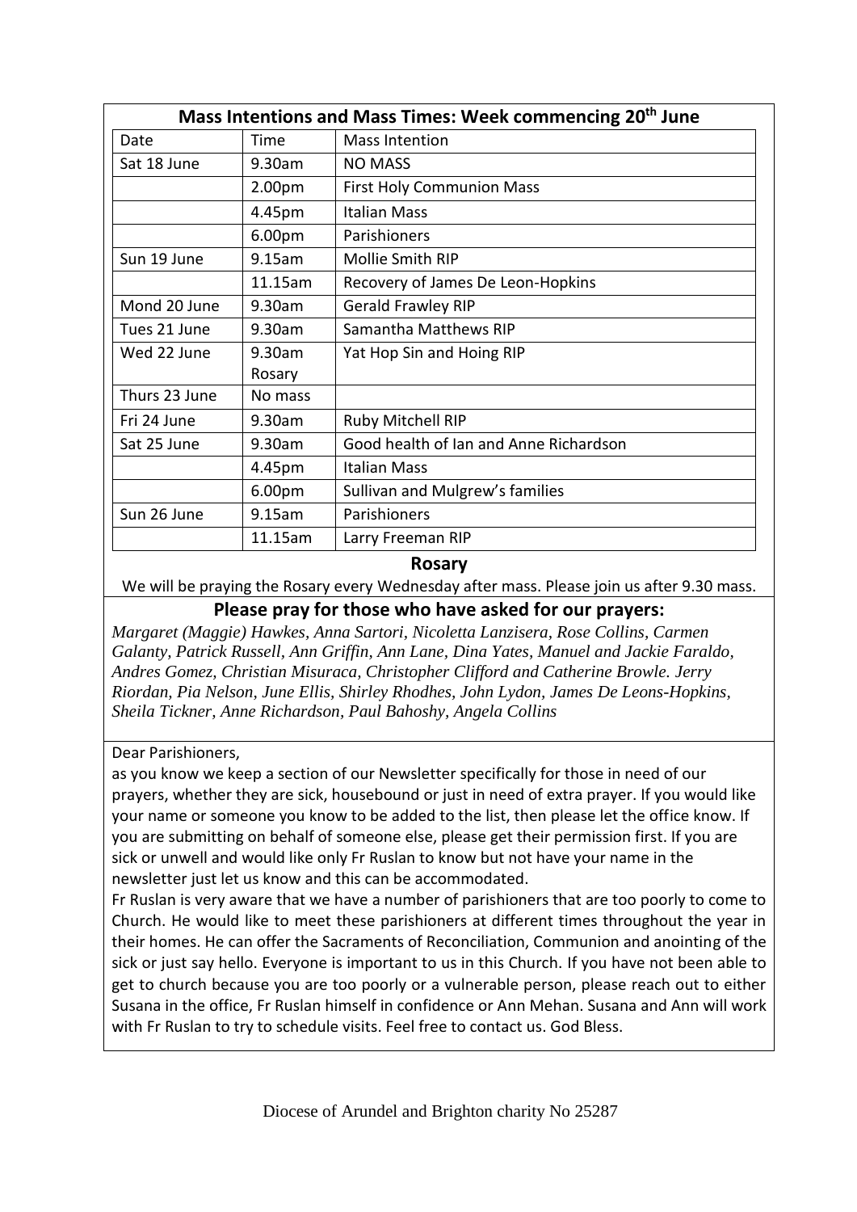## Mass Intentions and Mass Times: Week commencing 20th June

| Date | Time | Mass Intention |
|---|---|---|
| Sat 18 June | 9.30am | NO MASS |
| | 2.00pm | First Holy Communion Mass |
| | 4.45pm | Italian Mass |
| | 6.00pm | Parishioners |
| Sun 19 June | 9.15am | Mollie Smith RIP |
| | 11.15am | Recovery of James De Leon-Hopkins |
| Mond 20 June | 9.30am | Gerald Frawley RIP |
| Tues 21 June | 9.30am | Samantha Matthews RIP |
| Wed 22 June | 9.30am Rosary | Yat Hop Sin and Hoing RIP |
| Thurs 23 June | No mass | |
| Fri 24 June | 9.30am | Ruby Mitchell RIP |
| Sat 25 June | 9.30am | Good health of Ian and Anne Richardson |
| | 4.45pm | Italian Mass |
| | 6.00pm | Sullivan and Mulgrew's families |
| Sun 26 June | 9.15am | Parishioners |
| | 11.15am | Larry Freeman RIP |

### Rosary

We will be praying the Rosary every Wednesday after mass. Please join us after 9.30 mass.

### Please pray for those who have asked for our prayers:

*Margaret (Maggie) Hawkes, Anna Sartori, Nicoletta Lanzisera, Rose Collins, Carmen Galanty, Patrick Russell, Ann Griffin, Ann Lane, Dina Yates, Manuel and Jackie Faraldo, Andres Gomez, Christian Misuraca, Christopher Clifford and Catherine Browle. Jerry Riordan, Pia Nelson, June Ellis, Shirley Rhodhes, John Lydon, James De Leons-Hopkins, Sheila Tickner, Anne Richardson, Paul Bahoshy, Angela Collins*

Dear Parishioners,

as you know we keep a section of our Newsletter specifically for those in need of our prayers, whether they are sick, housebound or just in need of extra prayer. If you would like your name or someone you know to be added to the list, then please let the office know. If you are submitting on behalf of someone else, please get their permission first. If you are sick or unwell and would like only Fr Ruslan to know but not have your name in the newsletter just let us know and this can be accommodated.

Fr Ruslan is very aware that we have a number of parishioners that are too poorly to come to Church. He would like to meet these parishioners at different times throughout the year in their homes. He can offer the Sacraments of Reconciliation, Communion and anointing of the sick or just say hello. Everyone is important to us in this Church. If you have not been able to get to church because you are too poorly or a vulnerable person, please reach out to either Susana in the office, Fr Ruslan himself in confidence or Ann Mehan. Susana and Ann will work with Fr Ruslan to try to schedule visits. Feel free to contact us. God Bless.

Diocese of Arundel and Brighton charity No 25287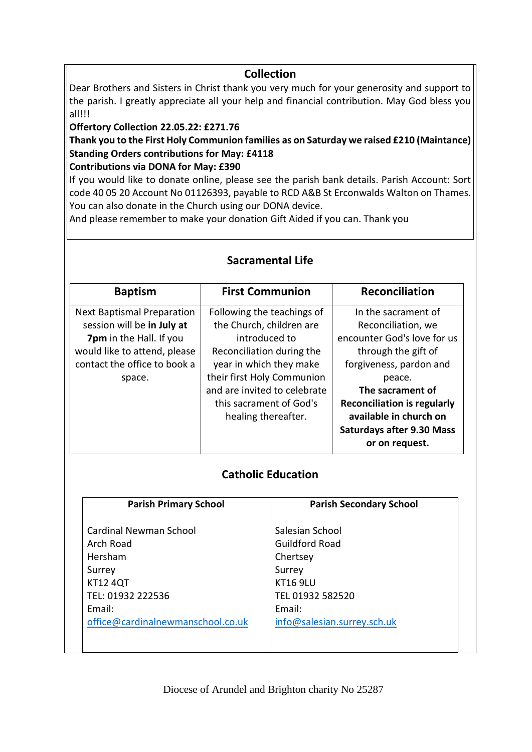## Collection

Dear Brothers and Sisters in Christ thank you very much for your generosity and support to the parish. I greatly appreciate all your help and financial contribution. May God bless you all!!!

**Offertory Collection 22.05.22: £271.76**

**Thank you to the First Holy Communion families as on Saturday we raised £210 (Maintance)**

**Standing Orders contributions for May: £4118**

**Contributions via DONA for May: £390**

If you would like to donate online, please see the parish bank details. Parish Account: Sort code 40 05 20 Account No 01126393, payable to RCD A&B St Erconwalds Walton on Thames. You can also donate in the Church using our DONA device.

And please remember to make your donation Gift Aided if you can. Thank you

## Sacramental Life

| Baptism | First Communion | Reconciliation |
|---|---|---|
| Next Baptismal Preparation session will be **in July at 7pm** in the Hall. If you would like to attend, please contact the office to book a space. | Following the teachings of the Church, children are introduced to Reconciliation during the year in which they make their first Holy Communion and are invited to celebrate this sacrament of God's healing thereafter. | In the sacrament of Reconciliation, we encounter God's love for us through the gift of forgiveness, pardon and peace. **The sacrament of Reconciliation is regularly available in church on Saturdays after 9.30 Mass or on request.** |

## Catholic Education

| Parish Primary School | Parish Secondary School |
|---|---|
| Cardinal Newman School<br>Arch Road<br>Hersham<br>Surrey<br>KT12 4QT<br>TEL: 01932 222536<br>Email:<br>office@cardinalnewmanschool.co.uk | Salesian School<br>Guildford Road<br>Chertsey<br>Surrey<br>KT16 9LU<br>TEL 01932 582520<br>Email:<br>info@salesian.surrey.sch.uk |

Diocese of Arundel and Brighton charity No 25287